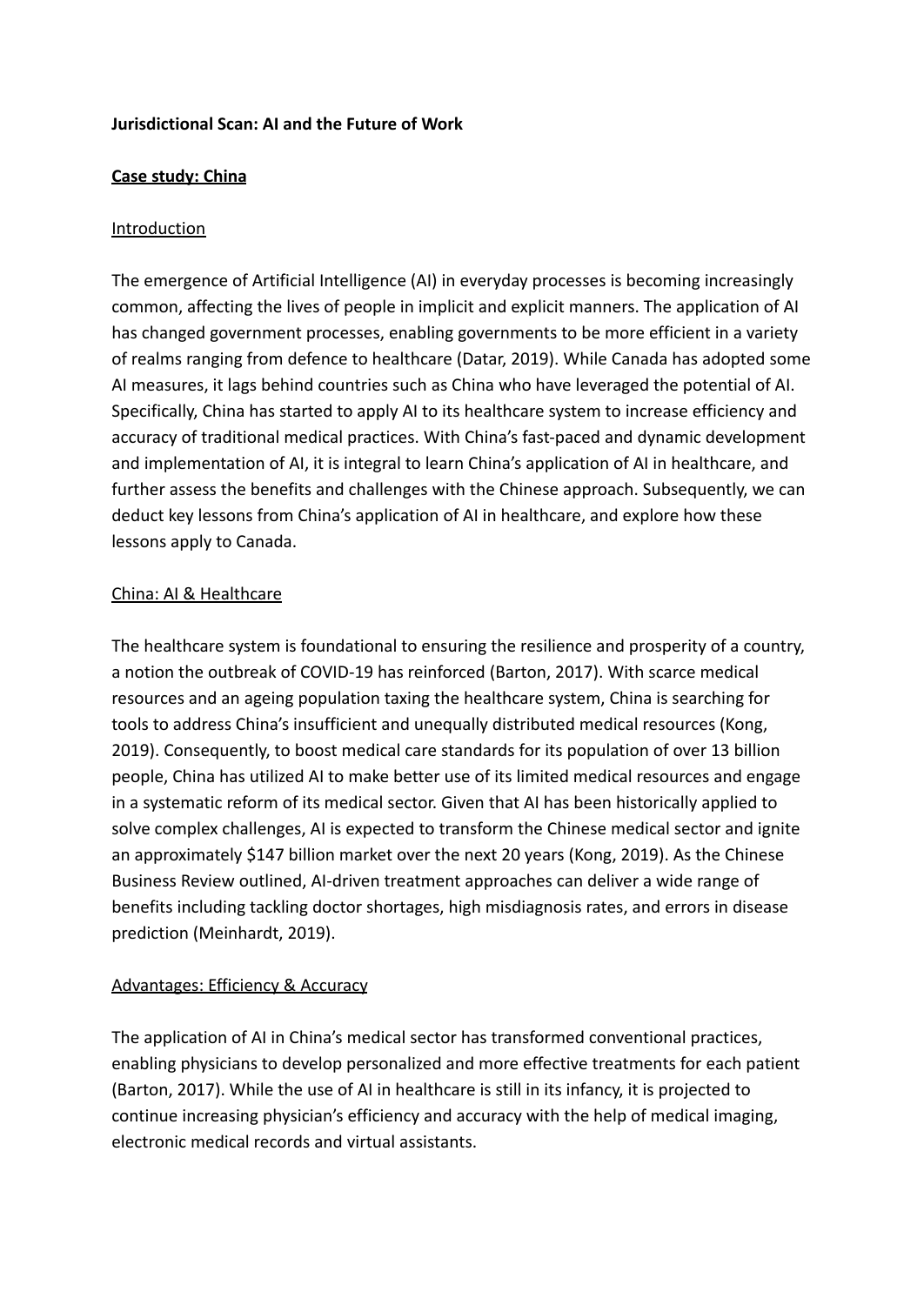**Jurisdictional Scan: AI and the Future of Work**

**Case study: China**

Introduction

The emergence of Artificial Intelligence (AI) in everyday processes is becoming increasingly common, affecting the lives of people in implicit and explicit manners. The application of AI has changed government processes, enabling governments to be more efficient in a variety of realms ranging from defence to healthcare (Datar, 2019). While Canada has adopted some AI measures, it lags behind countries such as China who have leveraged the potential of AI. Specifically, China has started to apply AI to its healthcare system to increase efficiency and accuracy of traditional medical practices. With China's fast-paced and dynamic development and implementation of AI, it is integral to learn China's application of AI in healthcare, and further assess the benefits and challenges with the Chinese approach. Subsequently, we can deduct key lessons from China's application of AI in healthcare, and explore how these lessons apply to Canada.

China: AI & Healthcare

The healthcare system is foundational to ensuring the resilience and prosperity of a country, a notion the outbreak of COVID-19 has reinforced (Barton, 2017). With scarce medical resources and an ageing population taxing the healthcare system, China is searching for tools to address China's insufficient and unequally distributed medical resources (Kong, 2019). Consequently, to boost medical care standards for its population of over 13 billion people, China has utilized AI to make better use of its limited medical resources and engage in a systematic reform of its medical sector. Given that AI has been historically applied to solve complex challenges, AI is expected to transform the Chinese medical sector and ignite an approximately $147 billion market over the next 20 years (Kong, 2019). As the Chinese Business Review outlined, AI-driven treatment approaches can deliver a wide range of benefits including tackling doctor shortages, high misdiagnosis rates, and errors in disease prediction (Meinhardt, 2019).

Advantages: Efficiency & Accuracy

The application of AI in China's medical sector has transformed conventional practices, enabling physicians to develop personalized and more effective treatments for each patient (Barton, 2017). While the use of AI in healthcare is still in its infancy, it is projected to continue increasing physician's efficiency and accuracy with the help of medical imaging, electronic medical records and virtual assistants.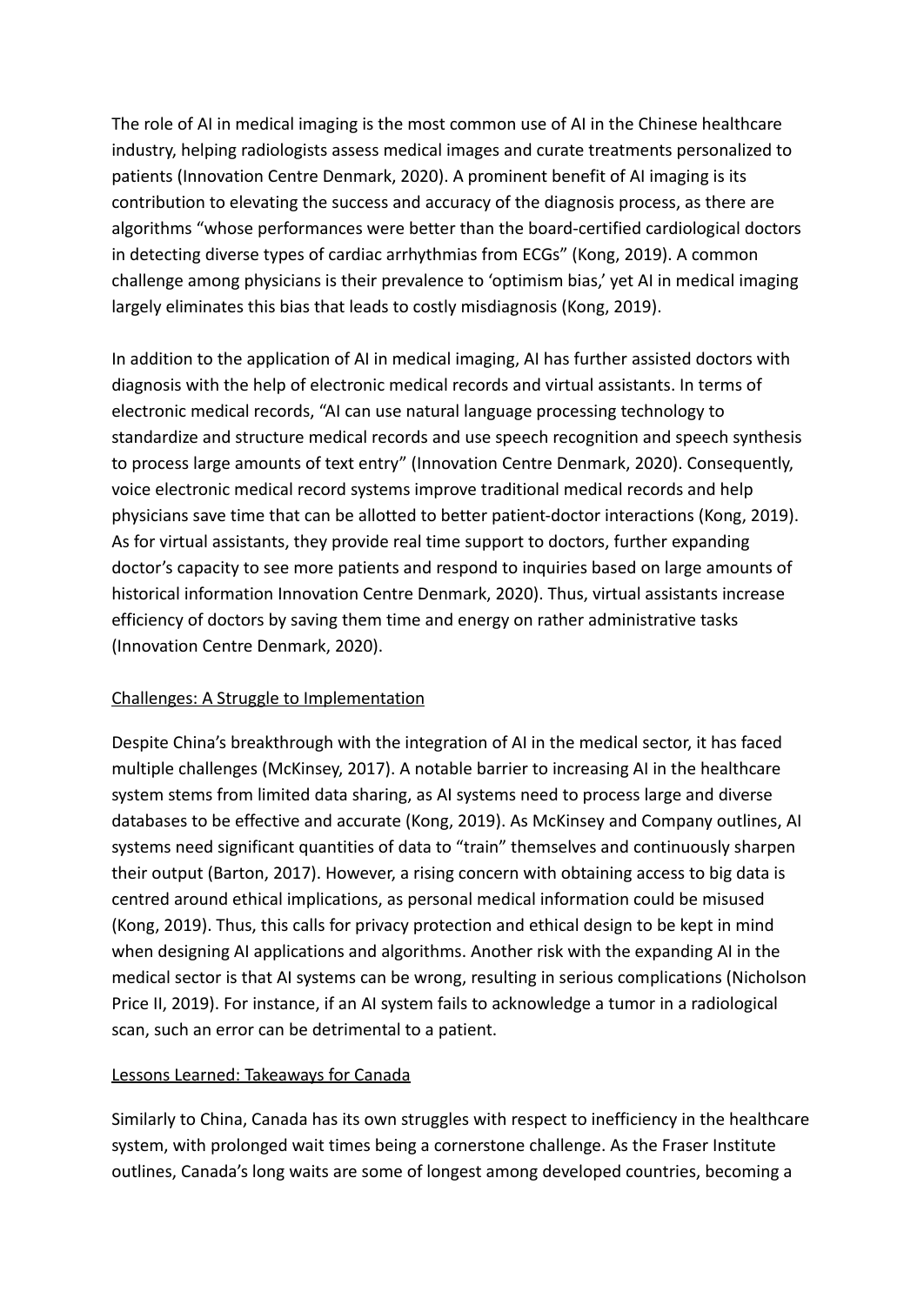The role of AI in medical imaging is the most common use of AI in the Chinese healthcare industry, helping radiologists assess medical images and curate treatments personalized to patients (Innovation Centre Denmark, 2020). A prominent benefit of AI imaging is its contribution to elevating the success and accuracy of the diagnosis process, as there are algorithms "whose performances were better than the board-certified cardiological doctors in detecting diverse types of cardiac arrhythmias from ECGs" (Kong, 2019). A common challenge among physicians is their prevalence to 'optimism bias,' yet AI in medical imaging largely eliminates this bias that leads to costly misdiagnosis (Kong, 2019).

In addition to the application of AI in medical imaging, AI has further assisted doctors with diagnosis with the help of electronic medical records and virtual assistants. In terms of electronic medical records, "AI can use natural language processing technology to standardize and structure medical records and use speech recognition and speech synthesis to process large amounts of text entry" (Innovation Centre Denmark, 2020). Consequently, voice electronic medical record systems improve traditional medical records and help physicians save time that can be allotted to better patient-doctor interactions (Kong, 2019). As for virtual assistants, they provide real time support to doctors, further expanding doctor's capacity to see more patients and respond to inquiries based on large amounts of historical information Innovation Centre Denmark, 2020). Thus, virtual assistants increase efficiency of doctors by saving them time and energy on rather administrative tasks (Innovation Centre Denmark, 2020).

## Challenges: A Struggle to Implementation

Despite China's breakthrough with the integration of AI in the medical sector, it has faced multiple challenges (McKinsey, 2017). A notable barrier to increasing AI in the healthcare system stems from limited data sharing, as AI systems need to process large and diverse databases to be effective and accurate (Kong, 2019). As McKinsey and Company outlines, AI systems need significant quantities of data to "train" themselves and continuously sharpen their output (Barton, 2017). However, a rising concern with obtaining access to big data is centred around ethical implications, as personal medical information could be misused (Kong, 2019). Thus, this calls for privacy protection and ethical design to be kept in mind when designing AI applications and algorithms. Another risk with the expanding AI in the medical sector is that AI systems can be wrong, resulting in serious complications (Nicholson Price II, 2019). For instance, if an AI system fails to acknowledge a tumor in a radiological scan, such an error can be detrimental to a patient.

## Lessons Learned: Takeaways for Canada

Similarly to China, Canada has its own struggles with respect to inefficiency in the healthcare system, with prolonged wait times being a cornerstone challenge. As the Fraser Institute outlines, Canada's long waits are some of longest among developed countries, becoming a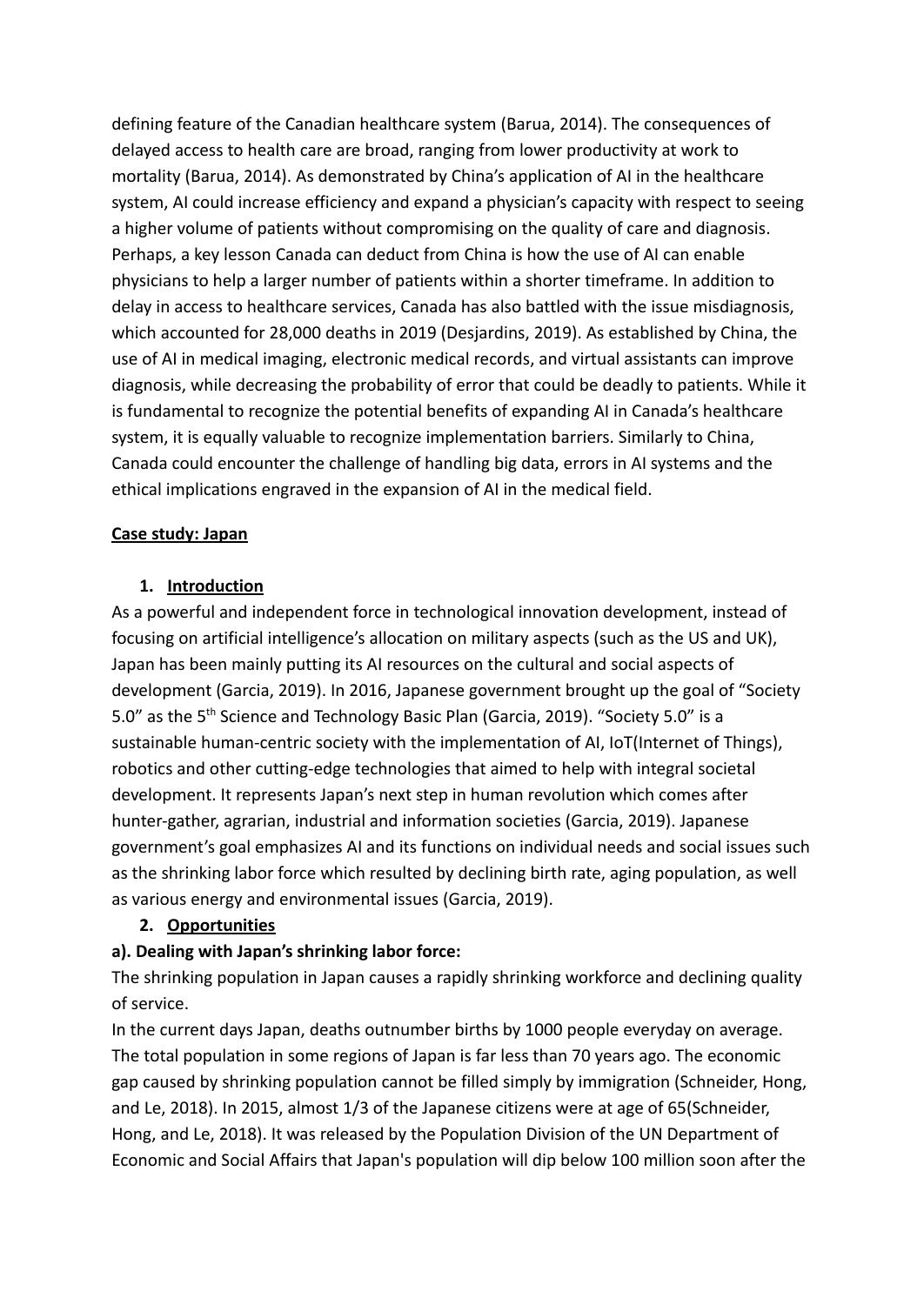defining feature of the Canadian healthcare system (Barua, 2014). The consequences of delayed access to health care are broad, ranging from lower productivity at work to mortality (Barua, 2014). As demonstrated by China's application of AI in the healthcare system, AI could increase efficiency and expand a physician's capacity with respect to seeing a higher volume of patients without compromising on the quality of care and diagnosis. Perhaps, a key lesson Canada can deduct from China is how the use of AI can enable physicians to help a larger number of patients within a shorter timeframe. In addition to delay in access to healthcare services, Canada has also battled with the issue misdiagnosis, which accounted for 28,000 deaths in 2019 (Desjardins, 2019). As established by China, the use of AI in medical imaging, electronic medical records, and virtual assistants can improve diagnosis, while decreasing the probability of error that could be deadly to patients. While it is fundamental to recognize the potential benefits of expanding AI in Canada's healthcare system, it is equally valuable to recognize implementation barriers. Similarly to China, Canada could encounter the challenge of handling big data, errors in AI systems and the ethical implications engraved in the expansion of AI in the medical field.

## Case study: Japan

### 1. Introduction

As a powerful and independent force in technological innovation development, instead of focusing on artificial intelligence's allocation on military aspects (such as the US and UK), Japan has been mainly putting its AI resources on the cultural and social aspects of development (Garcia, 2019). In 2016, Japanese government brought up the goal of "Society 5.0" as the 5th Science and Technology Basic Plan (Garcia, 2019). "Society 5.0" is a sustainable human-centric society with the implementation of AI, IoT(Internet of Things), robotics and other cutting-edge technologies that aimed to help with integral societal development. It represents Japan's next step in human revolution which comes after hunter-gather, agrarian, industrial and information societies (Garcia, 2019). Japanese government's goal emphasizes AI and its functions on individual needs and social issues such as the shrinking labor force which resulted by declining birth rate, aging population, as well as various energy and environmental issues (Garcia, 2019).

### 2. Opportunities

**a). Dealing with Japan's shrinking labor force:**

The shrinking population in Japan causes a rapidly shrinking workforce and declining quality of service.

In the current days Japan, deaths outnumber births by 1000 people everyday on average. The total population in some regions of Japan is far less than 70 years ago. The economic gap caused by shrinking population cannot be filled simply by immigration (Schneider, Hong, and Le, 2018). In 2015, almost 1/3 of the Japanese citizens were at age of 65(Schneider, Hong, and Le, 2018). It was released by the Population Division of the UN Department of Economic and Social Affairs that Japan's population will dip below 100 million soon after the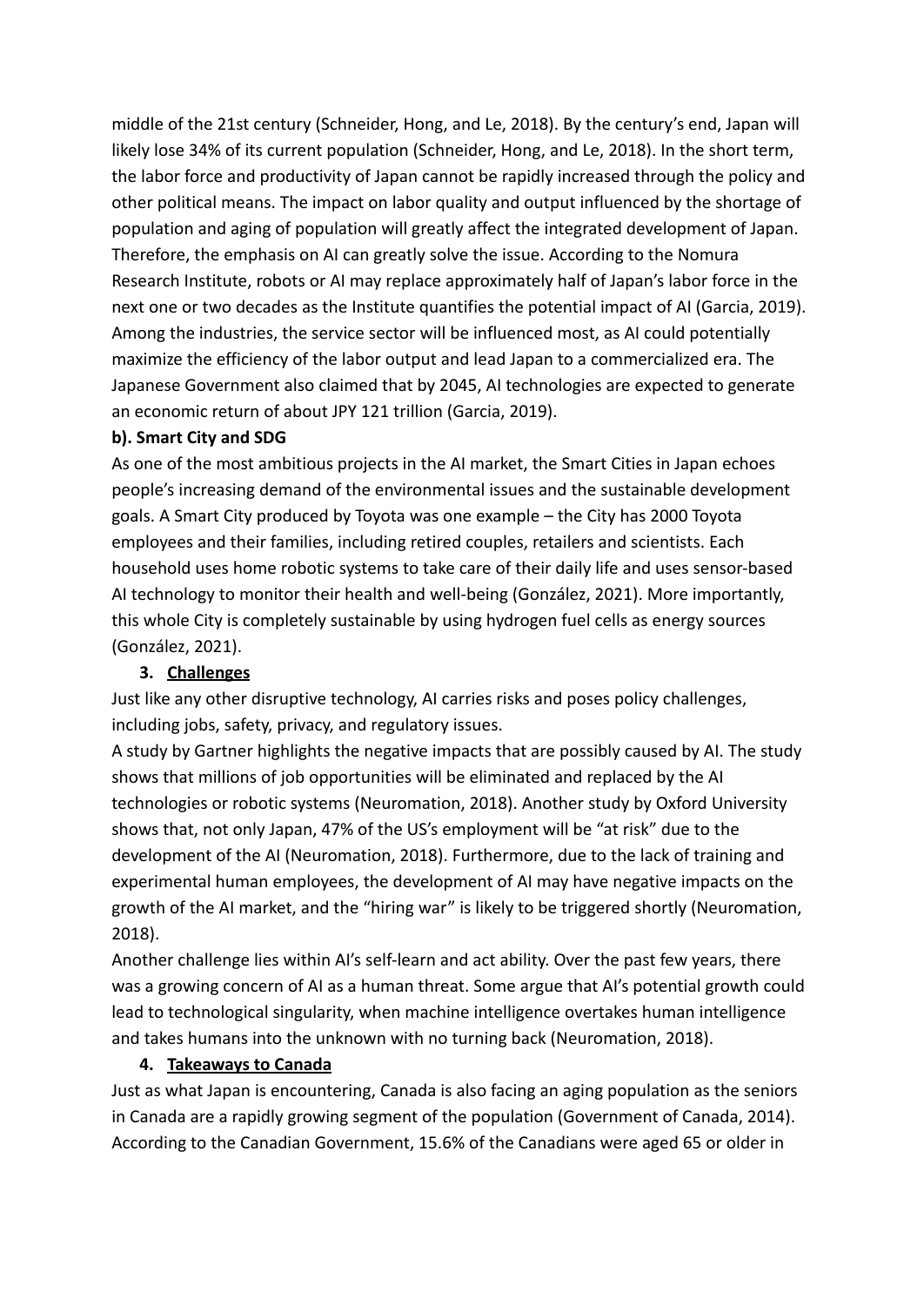middle of the 21st century (Schneider, Hong, and Le, 2018). By the century's end, Japan will likely lose 34% of its current population (Schneider, Hong, and Le, 2018). In the short term, the labor force and productivity of Japan cannot be rapidly increased through the policy and other political means. The impact on labor quality and output influenced by the shortage of population and aging of population will greatly affect the integrated development of Japan. Therefore, the emphasis on AI can greatly solve the issue. According to the Nomura Research Institute, robots or AI may replace approximately half of Japan's labor force in the next one or two decades as the Institute quantifies the potential impact of AI (Garcia, 2019). Among the industries, the service sector will be influenced most, as AI could potentially maximize the efficiency of the labor output and lead Japan to a commercialized era. The Japanese Government also claimed that by 2045, AI technologies are expected to generate an economic return of about JPY 121 trillion (Garcia, 2019).

**b). Smart City and SDG**

As one of the most ambitious projects in the AI market, the Smart Cities in Japan echoes people's increasing demand of the environmental issues and the sustainable development goals. A Smart City produced by Toyota was one example – the City has 2000 Toyota employees and their families, including retired couples, retailers and scientists. Each household uses home robotic systems to take care of their daily life and uses sensor-based AI technology to monitor their health and well-being (González, 2021). More importantly, this whole City is completely sustainable by using hydrogen fuel cells as energy sources (González, 2021).

### 3. <u>Challenges</u>

Just like any other disruptive technology, AI carries risks and poses policy challenges, including jobs, safety, privacy, and regulatory issues.

A study by Gartner highlights the negative impacts that are possibly caused by AI. The study shows that millions of job opportunities will be eliminated and replaced by the AI technologies or robotic systems (Neuromation, 2018). Another study by Oxford University shows that, not only Japan, 47% of the US's employment will be "at risk" due to the development of the AI (Neuromation, 2018). Furthermore, due to the lack of training and experimental human employees, the development of AI may have negative impacts on the growth of the AI market, and the "hiring war" is likely to be triggered shortly (Neuromation, 2018).

Another challenge lies within AI's self-learn and act ability. Over the past few years, there was a growing concern of AI as a human threat. Some argue that AI's potential growth could lead to technological singularity, when machine intelligence overtakes human intelligence and takes humans into the unknown with no turning back (Neuromation, 2018).

### 4. <u>Takeaways to Canada</u>

Just as what Japan is encountering, Canada is also facing an aging population as the seniors in Canada are a rapidly growing segment of the population (Government of Canada, 2014). According to the Canadian Government, 15.6% of the Canadians were aged 65 or older in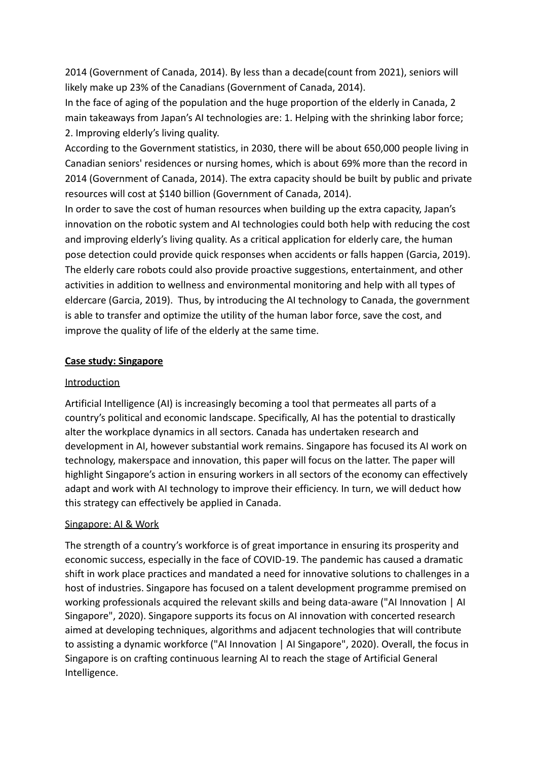2014 (Government of Canada, 2014). By less than a decade(count from 2021), seniors will likely make up 23% of the Canadians (Government of Canada, 2014).

In the face of aging of the population and the huge proportion of the elderly in Canada, 2 main takeaways from Japan's AI technologies are: 1. Helping with the shrinking labor force; 2. Improving elderly's living quality.

According to the Government statistics, in 2030, there will be about 650,000 people living in Canadian seniors' residences or nursing homes, which is about 69% more than the record in 2014 (Government of Canada, 2014). The extra capacity should be built by public and private resources will cost at $140 billion (Government of Canada, 2014).

In order to save the cost of human resources when building up the extra capacity, Japan's innovation on the robotic system and AI technologies could both help with reducing the cost and improving elderly's living quality. As a critical application for elderly care, the human pose detection could provide quick responses when accidents or falls happen (Garcia, 2019). The elderly care robots could also provide proactive suggestions, entertainment, and other activities in addition to wellness and environmental monitoring and help with all types of eldercare (Garcia, 2019). Thus, by introducing the AI technology to Canada, the government is able to transfer and optimize the utility of the human labor force, save the cost, and improve the quality of life of the elderly at the same time.

## Case study: Singapore

### Introduction

Artificial Intelligence (AI) is increasingly becoming a tool that permeates all parts of a country's political and economic landscape. Specifically, AI has the potential to drastically alter the workplace dynamics in all sectors. Canada has undertaken research and development in AI, however substantial work remains. Singapore has focused its AI work on technology, makerspace and innovation, this paper will focus on the latter. The paper will highlight Singapore's action in ensuring workers in all sectors of the economy can effectively adapt and work with AI technology to improve their efficiency. In turn, we will deduct how this strategy can effectively be applied in Canada.

### Singapore: AI & Work

The strength of a country's workforce is of great importance in ensuring its prosperity and economic success, especially in the face of COVID-19. The pandemic has caused a dramatic shift in work place practices and mandated a need for innovative solutions to challenges in a host of industries. Singapore has focused on a talent development programme premised on working professionals acquired the relevant skills and being data-aware ("AI Innovation | AI Singapore", 2020). Singapore supports its focus on AI innovation with concerted research aimed at developing techniques, algorithms and adjacent technologies that will contribute to assisting a dynamic workforce ("AI Innovation | AI Singapore", 2020). Overall, the focus in Singapore is on crafting continuous learning AI to reach the stage of Artificial General Intelligence.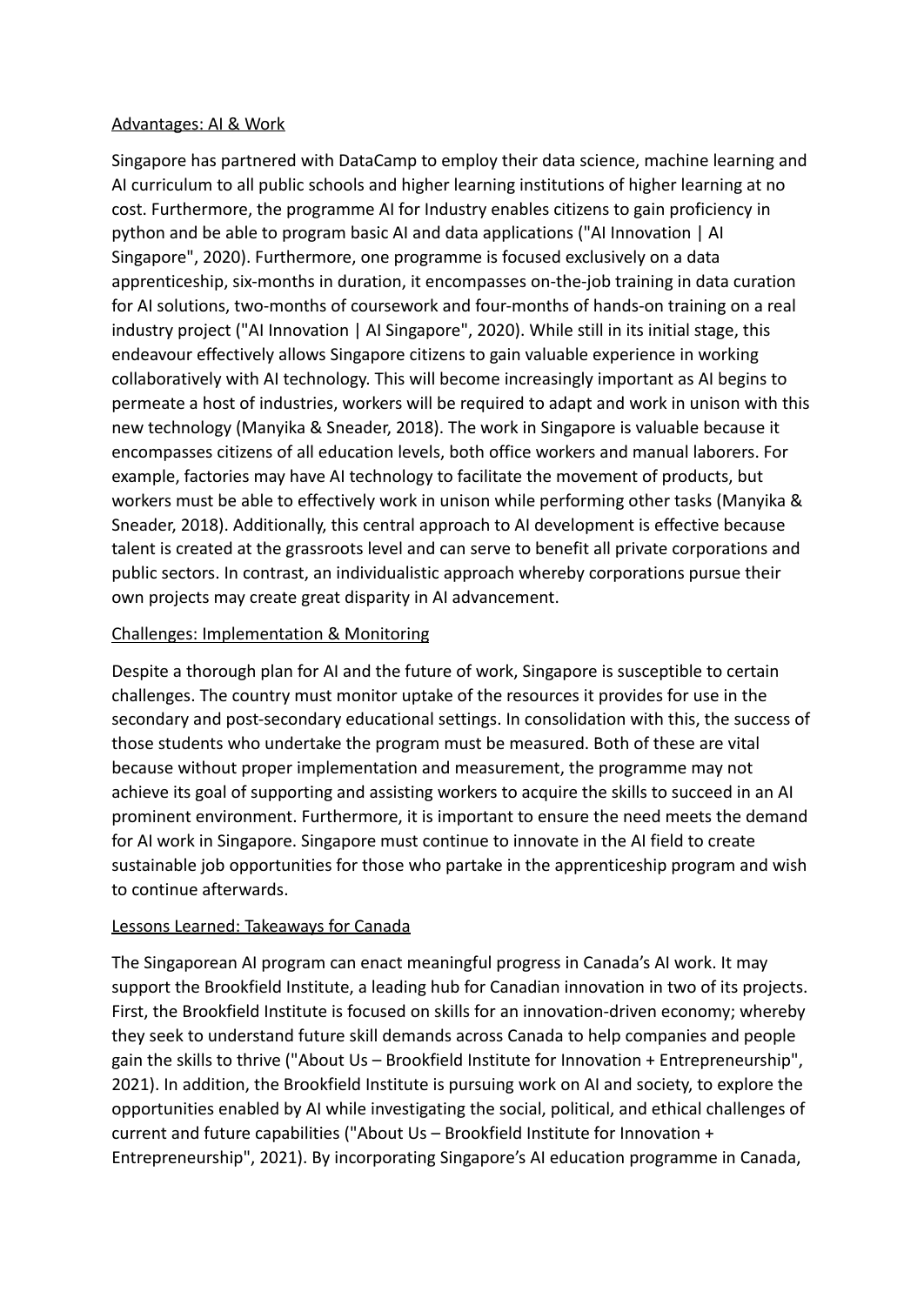Advantages: AI & Work

Singapore has partnered with DataCamp to employ their data science, machine learning and AI curriculum to all public schools and higher learning institutions of higher learning at no cost. Furthermore, the programme AI for Industry enables citizens to gain proficiency in python and be able to program basic AI and data applications ("AI Innovation | AI Singapore", 2020). Furthermore, one programme is focused exclusively on a data apprenticeship, six-months in duration, it encompasses on-the-job training in data curation for AI solutions, two-months of coursework and four-months of hands-on training on a real industry project ("AI Innovation | AI Singapore", 2020). While still in its initial stage, this endeavour effectively allows Singapore citizens to gain valuable experience in working collaboratively with AI technology. This will become increasingly important as AI begins to permeate a host of industries, workers will be required to adapt and work in unison with this new technology (Manyika & Sneader, 2018). The work in Singapore is valuable because it encompasses citizens of all education levels, both office workers and manual laborers. For example, factories may have AI technology to facilitate the movement of products, but workers must be able to effectively work in unison while performing other tasks (Manyika & Sneader, 2018). Additionally, this central approach to AI development is effective because talent is created at the grassroots level and can serve to benefit all private corporations and public sectors. In contrast, an individualistic approach whereby corporations pursue their own projects may create great disparity in AI advancement.

Challenges: Implementation & Monitoring

Despite a thorough plan for AI and the future of work, Singapore is susceptible to certain challenges. The country must monitor uptake of the resources it provides for use in the secondary and post-secondary educational settings. In consolidation with this, the success of those students who undertake the program must be measured. Both of these are vital because without proper implementation and measurement, the programme may not achieve its goal of supporting and assisting workers to acquire the skills to succeed in an AI prominent environment. Furthermore, it is important to ensure the need meets the demand for AI work in Singapore. Singapore must continue to innovate in the AI field to create sustainable job opportunities for those who partake in the apprenticeship program and wish to continue afterwards.

Lessons Learned: Takeaways for Canada

The Singaporean AI program can enact meaningful progress in Canada's AI work. It may support the Brookfield Institute, a leading hub for Canadian innovation in two of its projects. First, the Brookfield Institute is focused on skills for an innovation-driven economy; whereby they seek to understand future skill demands across Canada to help companies and people gain the skills to thrive ("About Us – Brookfield Institute for Innovation + Entrepreneurship", 2021). In addition, the Brookfield Institute is pursuing work on AI and society, to explore the opportunities enabled by AI while investigating the social, political, and ethical challenges of current and future capabilities ("About Us – Brookfield Institute for Innovation + Entrepreneurship", 2021). By incorporating Singapore's AI education programme in Canada,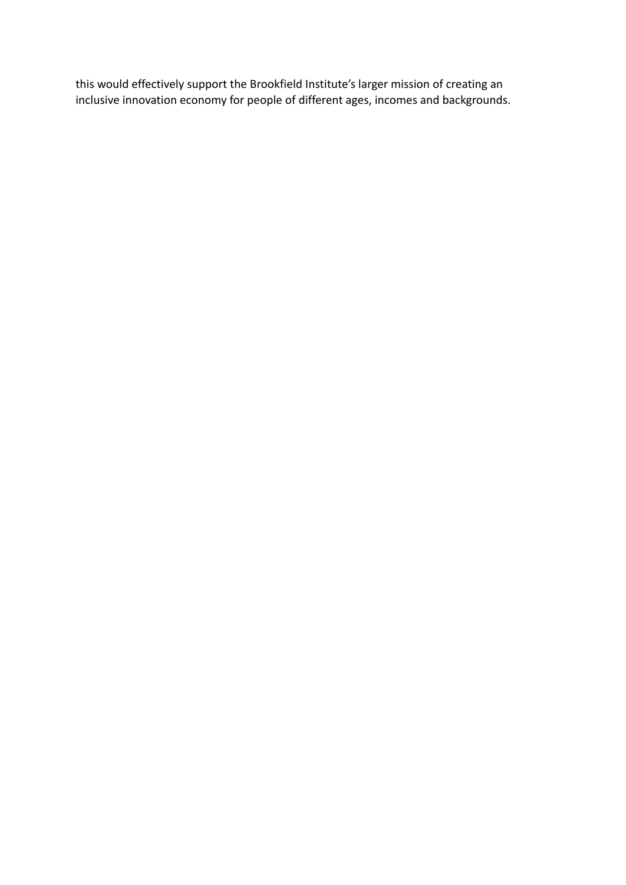this would effectively support the Brookfield Institute's larger mission of creating an inclusive innovation economy for people of different ages, incomes and backgrounds.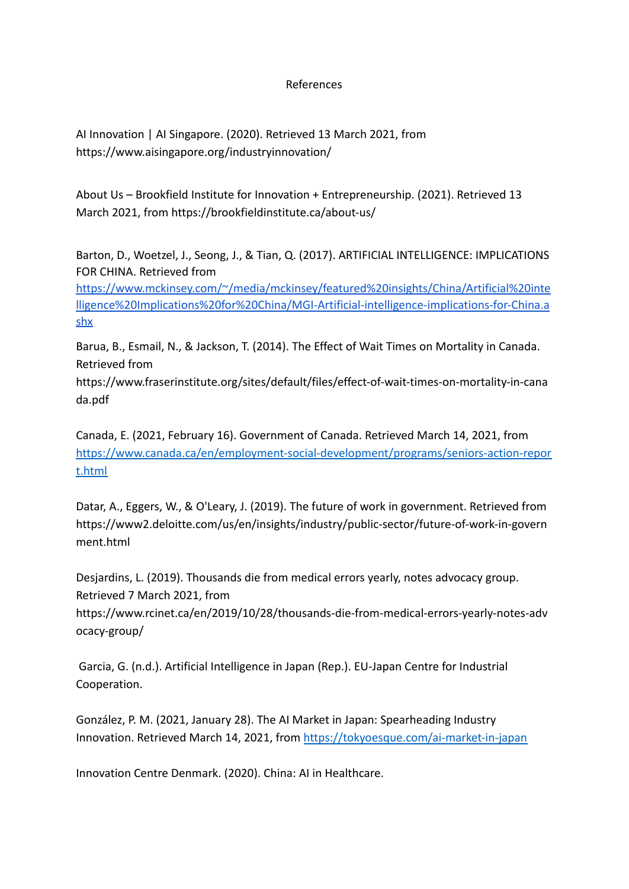References

AI Innovation | AI Singapore. (2020). Retrieved 13 March 2021, from https://www.aisingapore.org/industryinnovation/

About Us – Brookfield Institute for Innovation + Entrepreneurship. (2021). Retrieved 13 March 2021, from https://brookfieldinstitute.ca/about-us/

Barton, D., Woetzel, J., Seong, J., & Tian, Q. (2017). ARTIFICIAL INTELLIGENCE: IMPLICATIONS FOR CHINA. Retrieved from https://www.mckinsey.com/~/media/mckinsey/featured%20insights/China/Artificial%20intelligence%20Implications%20for%20China/MGI-Artificial-intelligence-implications-for-China.ashx

Barua, B., Esmail, N., & Jackson, T. (2014). The Effect of Wait Times on Mortality in Canada. Retrieved from https://www.fraserinstitute.org/sites/default/files/effect-of-wait-times-on-mortality-in-canada.pdf

Canada, E. (2021, February 16). Government of Canada. Retrieved March 14, 2021, from https://www.canada.ca/en/employment-social-development/programs/seniors-action-report.html

Datar, A., Eggers, W., & O'Leary, J. (2019). The future of work in government. Retrieved from https://www2.deloitte.com/us/en/insights/industry/public-sector/future-of-work-in-government.html

Desjardins, L. (2019). Thousands die from medical errors yearly, notes advocacy group. Retrieved 7 March 2021, from https://www.rcinet.ca/en/2019/10/28/thousands-die-from-medical-errors-yearly-notes-advocacy-group/

Garcia, G. (n.d.). Artificial Intelligence in Japan (Rep.). EU-Japan Centre for Industrial Cooperation.

González, P. M. (2021, January 28). The AI Market in Japan: Spearheading Industry Innovation. Retrieved March 14, 2021, from https://tokyoesque.com/ai-market-in-japan

Innovation Centre Denmark. (2020). China: AI in Healthcare.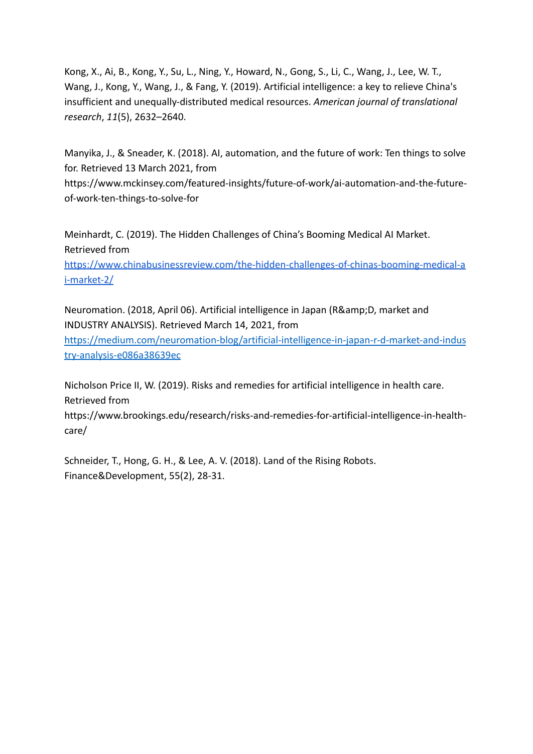Kong, X., Ai, B., Kong, Y., Su, L., Ning, Y., Howard, N., Gong, S., Li, C., Wang, J., Lee, W. T., Wang, J., Kong, Y., Wang, J., & Fang, Y. (2019). Artificial intelligence: a key to relieve China's insufficient and unequally-distributed medical resources. *American journal of translational research*, *11*(5), 2632–2640.

Manyika, J., & Sneader, K. (2018). AI, automation, and the future of work: Ten things to solve for. Retrieved 13 March 2021, from https://www.mckinsey.com/featured-insights/future-of-work/ai-automation-and-the-future-of-work-ten-things-to-solve-for

Meinhardt, C. (2019). The Hidden Challenges of China's Booming Medical AI Market. Retrieved from [https://www.chinabusinessreview.com/the-hidden-challenges-of-chinas-booming-medical-ai-market-2/](https://www.chinabusinessreview.com/the-hidden-challenges-of-chinas-booming-medical-ai-market-2/)

Neuromation. (2018, April 06). Artificial intelligence in Japan (R&amp;D, market and INDUSTRY ANALYSIS). Retrieved March 14, 2021, from [https://medium.com/neuromation-blog/artificial-intelligence-in-japan-r-d-market-and-industry-analysis-e086a38639ec](https://medium.com/neuromation-blog/artificial-intelligence-in-japan-r-d-market-and-industry-analysis-e086a38639ec)

Nicholson Price II, W. (2019). Risks and remedies for artificial intelligence in health care. Retrieved from https://www.brookings.edu/research/risks-and-remedies-for-artificial-intelligence-in-health-care/

Schneider, T., Hong, G. H., & Lee, A. V. (2018). Land of the Rising Robots. Finance&Development, 55(2), 28-31.